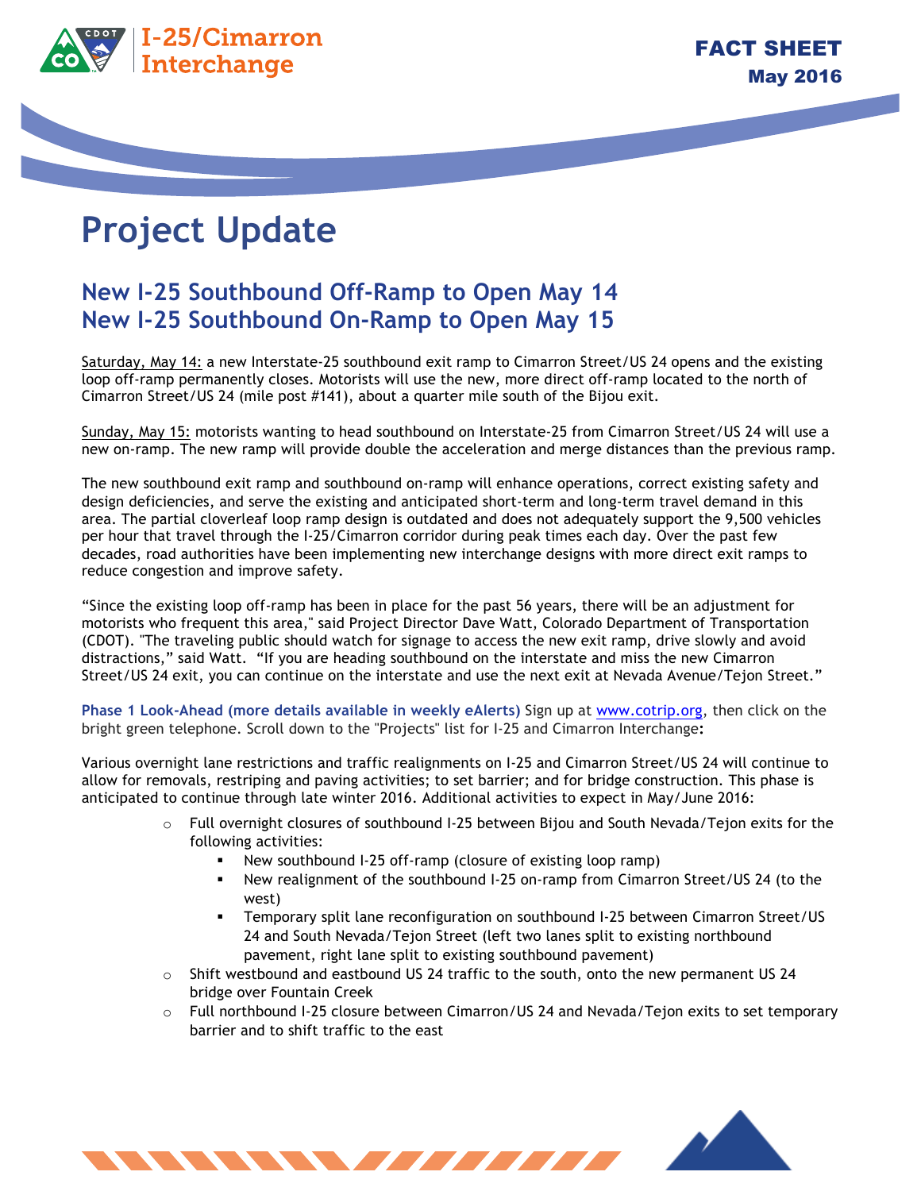I-25/Cimarron Interchange

FACT SHEET
May 2016

# Project Update

## New I-25 Southbound Off-Ramp to Open May 14
## New I-25 Southbound On-Ramp to Open May 15

Saturday, May 14: a new Interstate-25 southbound exit ramp to Cimarron Street/US 24 opens and the existing loop off-ramp permanently closes. Motorists will use the new, more direct off-ramp located to the north of Cimarron Street/US 24 (mile post #141), about a quarter mile south of the Bijou exit.

Sunday, May 15: motorists wanting to head southbound on Interstate-25 from Cimarron Street/US 24 will use a new on-ramp. The new ramp will provide double the acceleration and merge distances than the previous ramp.

The new southbound exit ramp and southbound on-ramp will enhance operations, correct existing safety and design deficiencies, and serve the existing and anticipated short-term and long-term travel demand in this area. The partial cloverleaf loop ramp design is outdated and does not adequately support the 9,500 vehicles per hour that travel through the I-25/Cimarron corridor during peak times each day. Over the past few decades, road authorities have been implementing new interchange designs with more direct exit ramps to reduce congestion and improve safety.

"Since the existing loop off-ramp has been in place for the past 56 years, there will be an adjustment for motorists who frequent this area," said Project Director Dave Watt, Colorado Department of Transportation (CDOT). "The traveling public should watch for signage to access the new exit ramp, drive slowly and avoid distractions," said Watt. "If you are heading southbound on the interstate and miss the new Cimarron Street/US 24 exit, you can continue on the interstate and use the next exit at Nevada Avenue/Tejon Street."

**Phase 1 Look-Ahead (more details available in weekly eAlerts)** Sign up at www.cotrip.org, then click on the bright green telephone. Scroll down to the "Projects" list for I-25 and Cimarron Interchange**:**

Various overnight lane restrictions and traffic realignments on I-25 and Cimarron Street/US 24 will continue to allow for removals, restriping and paving activities; to set barrier; and for bridge construction. This phase is anticipated to continue through late winter 2016. Additional activities to expect in May/June 2016:

- Full overnight closures of southbound I-25 between Bijou and South Nevada/Tejon exits for the following activities:
  - New southbound I-25 off-ramp (closure of existing loop ramp)
  - New realignment of the southbound I-25 on-ramp from Cimarron Street/US 24 (to the west)
  - Temporary split lane reconfiguration on southbound I-25 between Cimarron Street/US 24 and South Nevada/Tejon Street (left two lanes split to existing northbound pavement, right lane split to existing southbound pavement)
- Shift westbound and eastbound US 24 traffic to the south, onto the new permanent US 24 bridge over Fountain Creek
- Full northbound I-25 closure between Cimarron/US 24 and Nevada/Tejon exits to set temporary barrier and to shift traffic to the east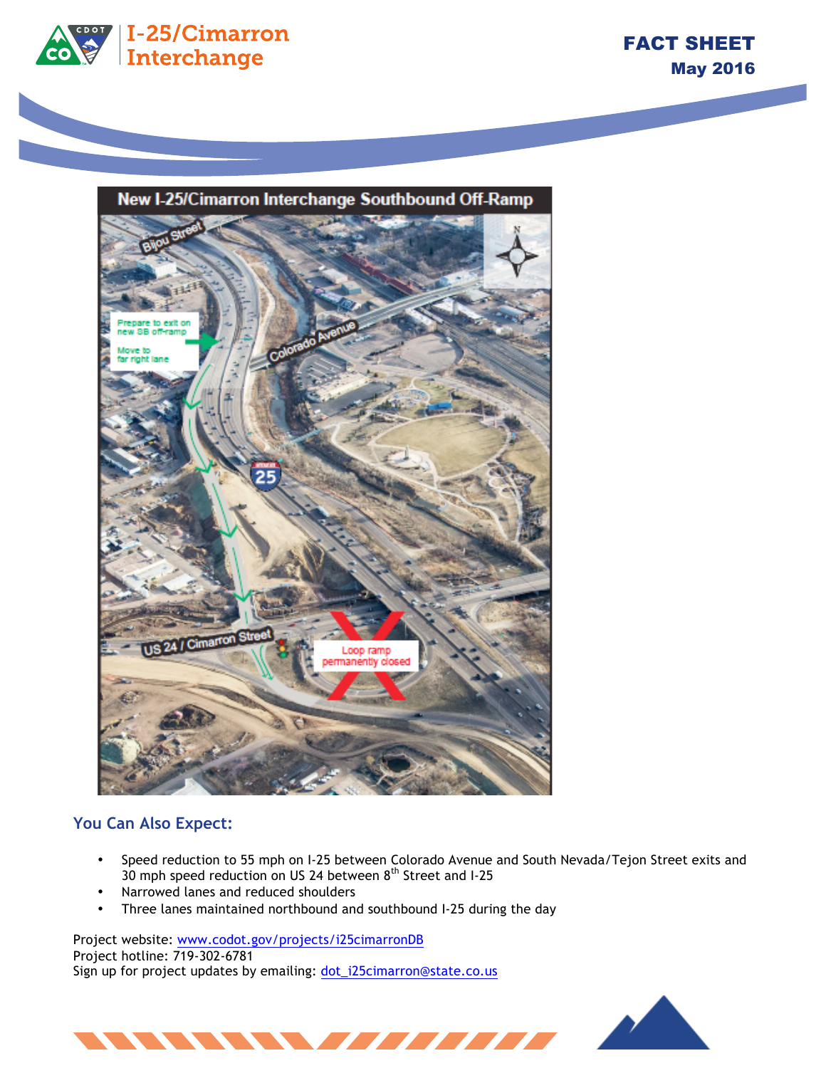# I-25/Cimarron Interchange

## FACT SHEET
May 2016

New I-25/Cimarron Interchange Southbound Off-Ramp

Bijou Street

Prepare to exit on new SB off-ramp

Move to far right lane

Colorado Avenue

25

US 24 / Cimarron Street

Loop ramp permanently closed

### You Can Also Expect:

- Speed reduction to 55 mph on I-25 between Colorado Avenue and South Nevada/Tejon Street exits and 30 mph speed reduction on US 24 between 8th Street and I-25
- Narrowed lanes and reduced shoulders
- Three lanes maintained northbound and southbound I-25 during the day

Project website: www.codot.gov/projects/i25cimarronDB  
Project hotline: 719-302-6781  
Sign up for project updates by emailing: dot_i25cimarron@state.co.us